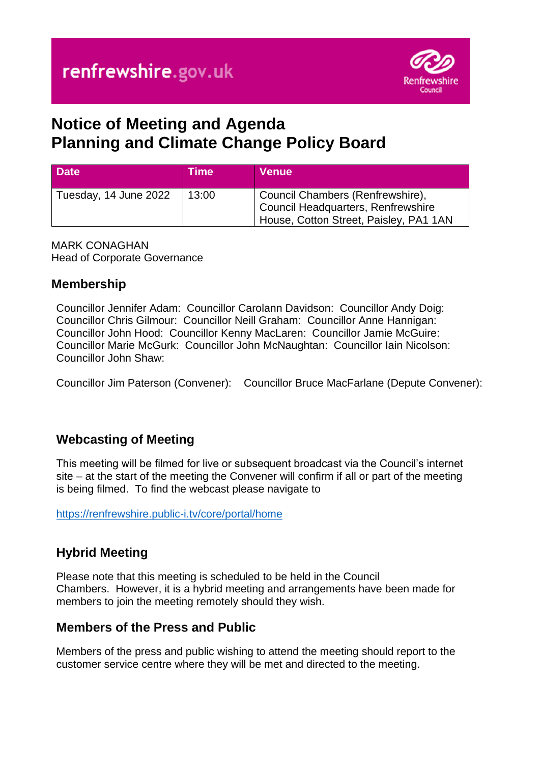renfrewshire.gov.uk

Renfrewshire Council

# Notice of Meeting and Agenda
# Planning and Climate Change Policy Board

| Date | Time | Venue |
| --- | --- | --- |
| Tuesday, 14 June 2022 | 13:00 | Council Chambers (Renfrewshire), Council Headquarters, Renfrewshire House, Cotton Street, Paisley, PA1 1AN |

MARK CONAGHAN
Head of Corporate Governance

## Membership

Councillor Jennifer Adam: Councillor Carolann Davidson: Councillor Andy Doig: Councillor Chris Gilmour: Councillor Neill Graham: Councillor Anne Hannigan: Councillor John Hood: Councillor Kenny MacLaren: Councillor Jamie McGuire: Councillor Marie McGurk: Councillor John McNaughtan: Councillor Iain Nicolson: Councillor John Shaw:

Councillor Jim Paterson (Convener): Councillor Bruce MacFarlane (Depute Convener):

## Webcasting of Meeting

This meeting will be filmed for live or subsequent broadcast via the Council's internet site – at the start of the meeting the Convener will confirm if all or part of the meeting is being filmed. To find the webcast please navigate to

https://renfrewshire.public-i.tv/core/portal/home

## Hybrid Meeting

Please note that this meeting is scheduled to be held in the Council Chambers. However, it is a hybrid meeting and arrangements have been made for members to join the meeting remotely should they wish.

## Members of the Press and Public

Members of the press and public wishing to attend the meeting should report to the customer service centre where they will be met and directed to the meeting.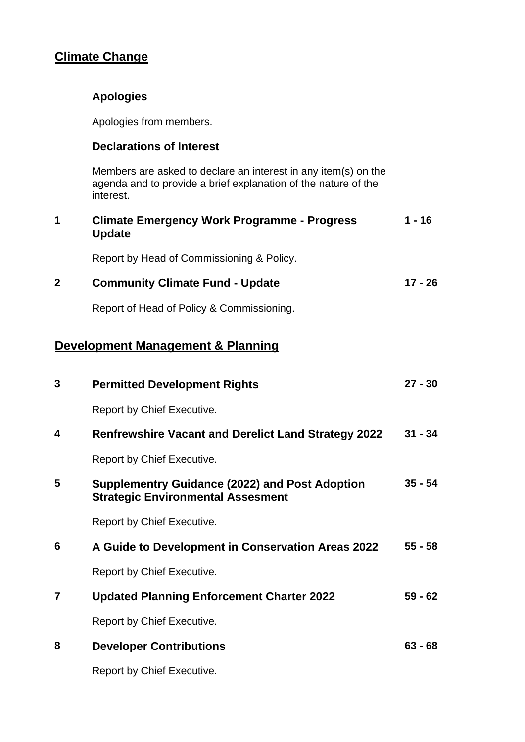## Climate Change

### Apologies

Apologies from members.

### Declarations of Interest

Members are asked to declare an interest in any item(s) on the agenda and to provide a brief explanation of the nature of the interest.

| | | |
|---|---|---|
| **1** | **Climate Emergency Work Programme - Progress Update** | **1 - 16** |
| | Report by Head of Commissioning & Policy. | |
| **2** | **Community Climate Fund - Update** | **17 - 26** |
| | Report of Head of Policy & Commissioning. | |

## Development Management & Planning

| | | |
|---|---|---|
| **3** | **Permitted Development Rights** | **27 - 30** |
| | Report by Chief Executive. | |
| **4** | **Renfrewshire Vacant and Derelict Land Strategy 2022** | **31 - 34** |
| | Report by Chief Executive. | |
| **5** | **Supplementry Guidance (2022) and Post Adoption Strategic Environmental Assesment** | **35 - 54** |
| | Report by Chief Executive. | |
| **6** | **A Guide to Development in Conservation Areas 2022** | **55 - 58** |
| | Report by Chief Executive. | |
| **7** | **Updated Planning Enforcement Charter 2022** | **59 - 62** |
| | Report by Chief Executive. | |
| **8** | **Developer Contributions** | **63 - 68** |
| | Report by Chief Executive. | |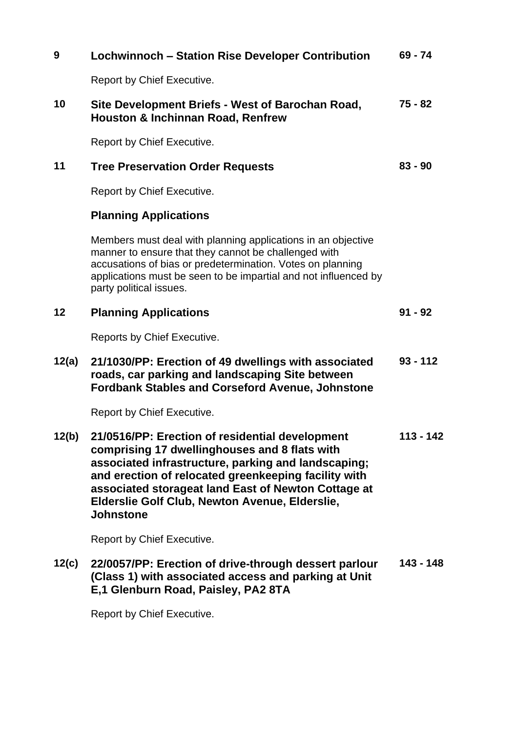| | | |
|---|---|---|
| **9** | **Lochwinnoch – Station Rise Developer Contribution** | **69 - 74** |
| | Report by Chief Executive. | |
| **10** | **Site Development Briefs - West of Barochan Road, Houston & Inchinnan Road, Renfrew** | **75 - 82** |
| | Report by Chief Executive. | |
| **11** | **Tree Preservation Order Requests** | **83 - 90** |
| | Report by Chief Executive. | |
| | **Planning Applications** | |
| | Members must deal with planning applications in an objective manner to ensure that they cannot be challenged with accusations of bias or predetermination. Votes on planning applications must be seen to be impartial and not influenced by party political issues. | |
| **12** | **Planning Applications** | **91 - 92** |
| | Reports by Chief Executive. | |
| **12(a)** | **21/1030/PP: Erection of 49 dwellings with associated roads, car parking and landscaping Site between Fordbank Stables and Corseford Avenue, Johnstone** | **93 - 112** |
| | Report by Chief Executive. | |
| **12(b)** | **21/0516/PP: Erection of residential development comprising 17 dwellinghouses and 8 flats with associated infrastructure, parking and landscaping; and erection of relocated greenkeeping facility with associated storageat land East of Newton Cottage at Elderslie Golf Club, Newton Avenue, Elderslie, Johnstone** | **113 - 142** |
| | Report by Chief Executive. | |
| **12(c)** | **22/0057/PP: Erection of drive-through dessert parlour (Class 1) with associated access and parking at Unit E,1 Glenburn Road, Paisley, PA2 8TA** | **143 - 148** |
| | Report by Chief Executive. | |